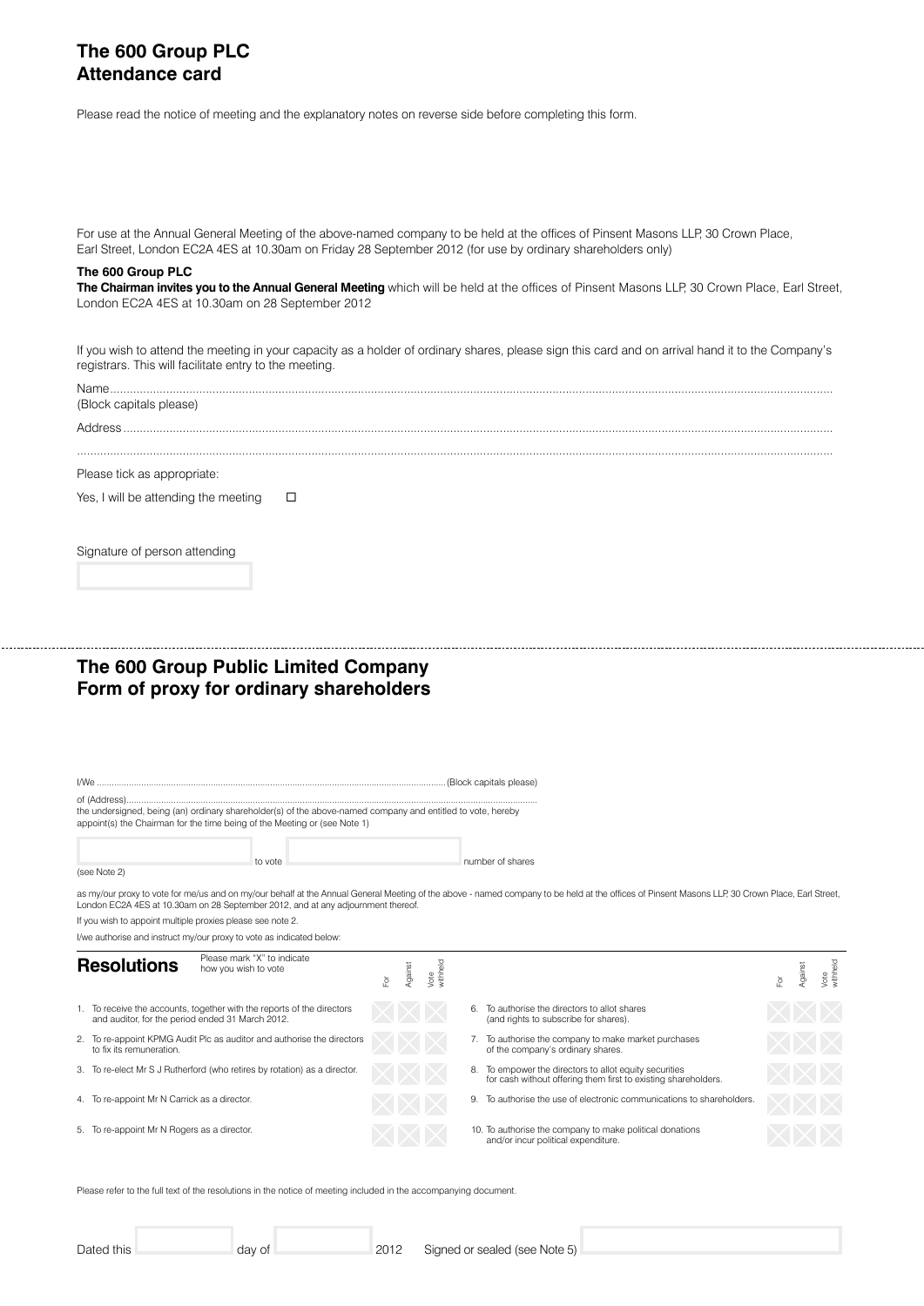# The 600 Group PLC
# Attendance card

Please read the notice of meeting and the explanatory notes on reverse side before completing this form.

For use at the Annual General Meeting of the above-named company to be held at the offices of Pinsent Masons LLP, 30 Crown Place, Earl Street, London EC2A 4ES at 10.30am on Friday 28 September 2012 (for use by ordinary shareholders only)

**The 600 Group PLC**

**The Chairman invites you to the Annual General Meeting** which will be held at the offices of Pinsent Masons LLP, 30 Crown Place, Earl Street, London EC2A 4ES at 10.30am on 28 September 2012

If you wish to attend the meeting in your capacity as a holder of ordinary shares, please sign this card and on arrival hand it to the Company's registrars. This will facilitate entry to the meeting.

Name.................................................................................................................................................
(Block capitals please)

Address.............................................................................................................................................

.........................................................................................................................................................

Please tick as appropriate:

Yes, I will be attending the meeting ☐

Signature of person attending

---

# The 600 Group Public Limited Company
# Form of proxy for ordinary shareholders

I/We ..................................................................................................................(Block capitals please)

of (Address).......................................................................................................................................

the undersigned, being (an) ordinary shareholder(s) of the above-named company and entitled to vote, hereby appoint(s) the Chairman for the time being of the Meeting or (see Note 1)

to vote number of shares

(see Note 2)

as my/our proxy to vote for me/us and on my/our behalf at the Annual General Meeting of the above - named company to be held at the offices of Pinsent Masons LLP, 30 Crown Place, Earl Street, London EC2A 4ES at 10.30am on 28 September 2012, and at any adjournment thereof.

If you wish to appoint multiple proxies please see note 2.

I/we authorise and instruct my/our proxy to vote as indicated below:

## Resolutions

Please mark "X" to indicate how you wish to vote

| Resolution | For | Against | Vote withheld |
|---|---|---|---|
| 1. To receive the accounts, together with the reports of the directors and auditor, for the period ended 31 March 2012. | | | |
| 2. To re-appoint KPMG Audit Plc as auditor and authorise the directors to fix its remuneration. | | | |
| 3. To re-elect Mr S J Rutherford (who retires by rotation) as a director. | | | |
| 4. To re-appoint Mr N Carrick as a director. | | | |
| 5. To re-appoint Mr N Rogers as a director. | | | |
| 6. To authorise the directors to allot shares (and rights to subscribe for shares). | | | |
| 7. To authorise the company to make market purchases of the company's ordinary shares. | | | |
| 8. To empower the directors to allot equity securities for cash without offering them first to existing shareholders. | | | |
| 9. To authorise the use of electronic communications to shareholders. | | | |
| 10. To authorise the company to make political donations and/or incur political expenditure. | | | |

Please refer to the full text of the resolutions in the notice of meeting included in the accompanying document.

Dated this day of 2012 Signed or sealed (see Note 5)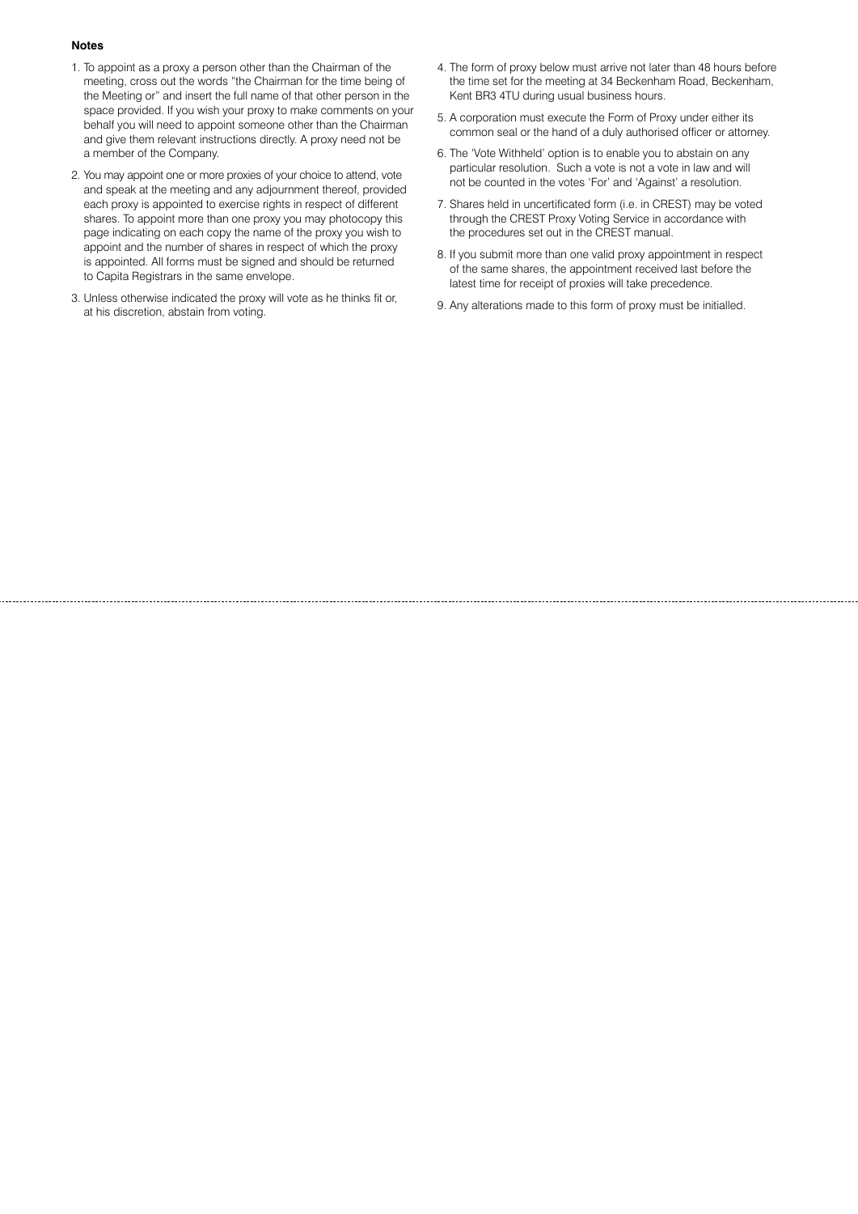**Notes**

1. To appoint as a proxy a person other than the Chairman of the meeting, cross out the words "the Chairman for the time being of the Meeting or" and insert the full name of that other person in the space provided. If you wish your proxy to make comments on your behalf you will need to appoint someone other than the Chairman and give them relevant instructions directly. A proxy need not be a member of the Company.
2. You may appoint one or more proxies of your choice to attend, vote and speak at the meeting and any adjournment thereof, provided each proxy is appointed to exercise rights in respect of different shares. To appoint more than one proxy you may photocopy this page indicating on each copy the name of the proxy you wish to appoint and the number of shares in respect of which the proxy is appointed. All forms must be signed and should be returned to Capita Registrars in the same envelope.
3. Unless otherwise indicated the proxy will vote as he thinks fit or, at his discretion, abstain from voting.
4. The form of proxy below must arrive not later than 48 hours before the time set for the meeting at 34 Beckenham Road, Beckenham, Kent BR3 4TU during usual business hours.
5. A corporation must execute the Form of Proxy under either its common seal or the hand of a duly authorised officer or attorney.
6. The 'Vote Withheld' option is to enable you to abstain on any particular resolution. Such a vote is not a vote in law and will not be counted in the votes 'For' and 'Against' a resolution.
7. Shares held in uncertificated form (i.e. in CREST) may be voted through the CREST Proxy Voting Service in accordance with the procedures set out in the CREST manual.
8. If you submit more than one valid proxy appointment in respect of the same shares, the appointment received last before the latest time for receipt of proxies will take precedence.
9. Any alterations made to this form of proxy must be initialled.